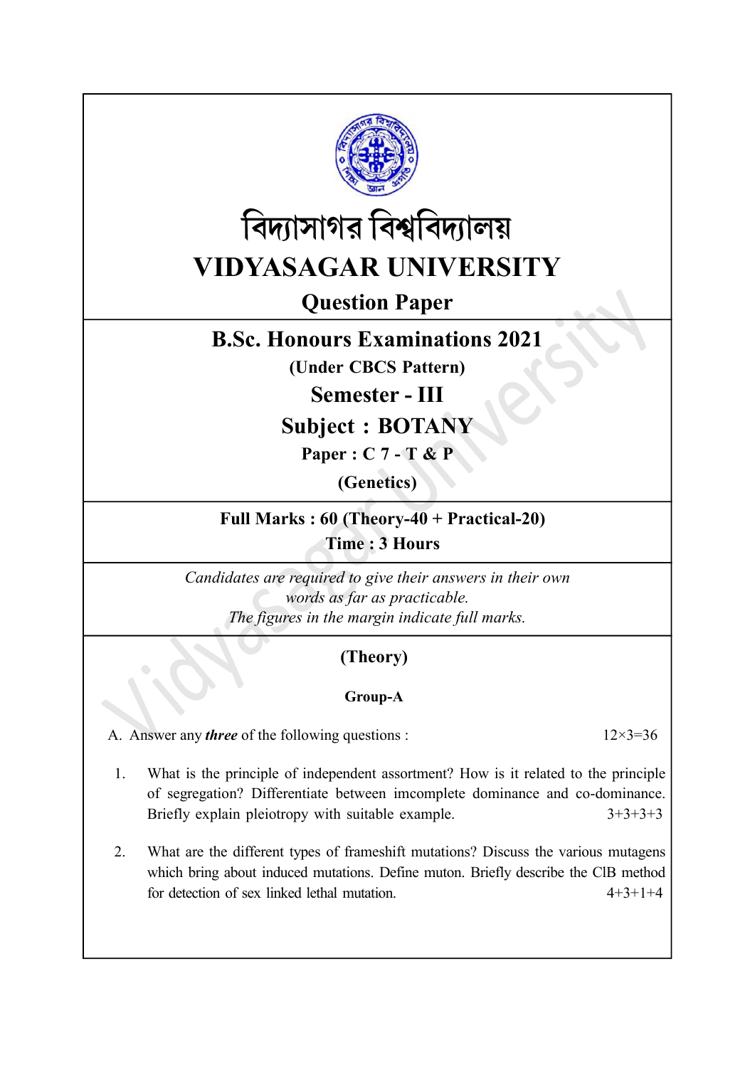# বিদ্যাসাগর বিশ্ববিদ্যালয়

# VIDYASAGAR UNIVERSITY

## Question Paper

## B.Sc. Honours Examinations 2021

**(Under CBCS Pattern)**

## Semester - III

## Subject : BOTANY

**Paper : C 7 - T & P**

**(Genetics)**

**Full Marks : 60 (Theory-40 + Practical-20)**

**Time : 3 Hours**

*Candidates are required to give their answers in their own words as far as practicable.*

*The figures in the margin indicate full marks.*

### (Theory)

#### Group-A

A. Answer any ***three*** of the following questions : 12×3=36

1. What is the principle of independent assortment? How is it related to the principle of segregation? Differentiate between imcomplete dominance and co-dominance. Briefly explain pleiotropy with suitable example. 3+3+3+3

2. What are the different types of frameshift mutations? Discuss the various mutagens which bring about induced mutations. Define muton. Briefly describe the ClB method for detection of sex linked lethal mutation. 4+3+1+4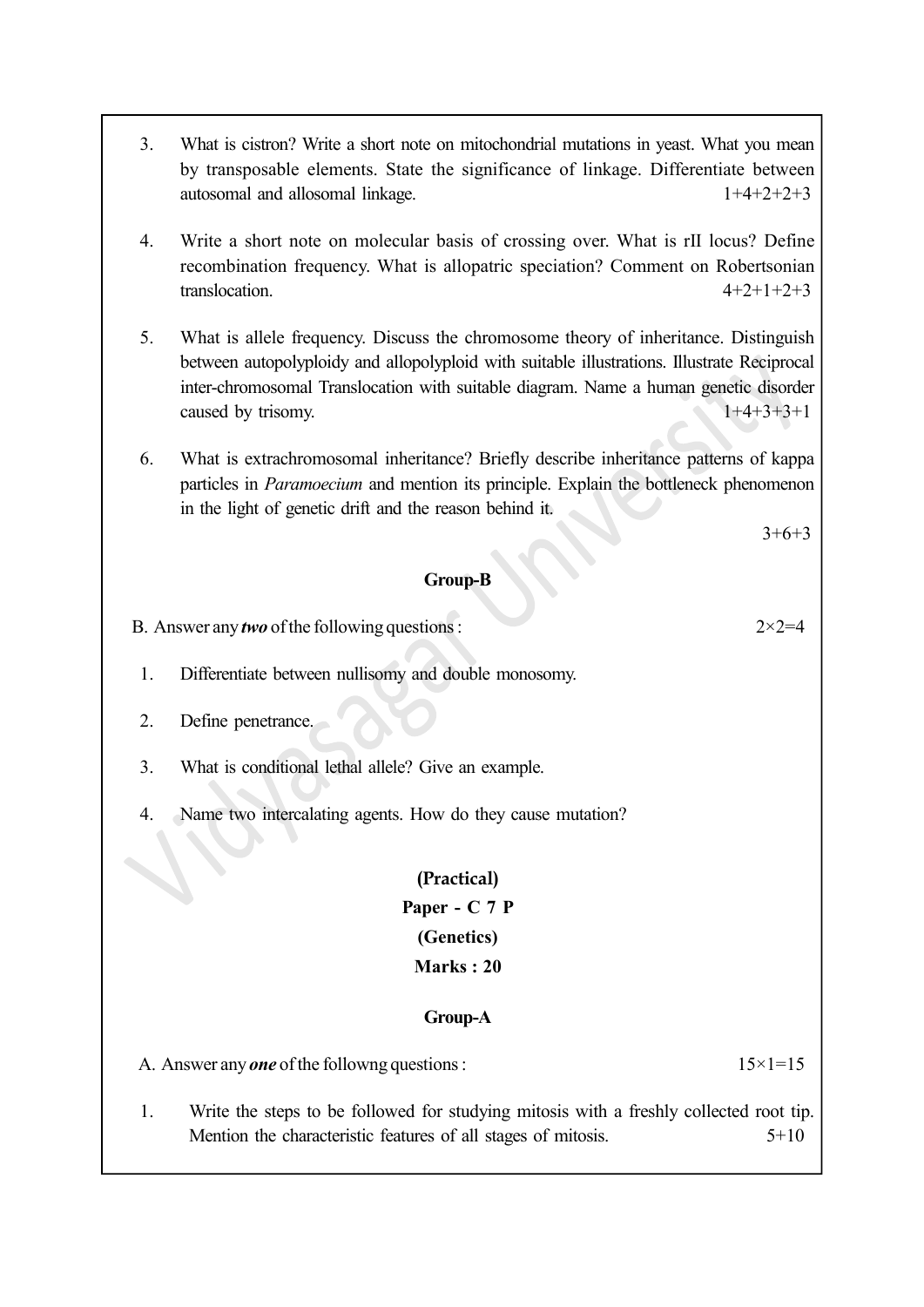3. What is cistron? Write a short note on mitochondrial mutations in yeast. What you mean by transposable elements. State the significance of linkage. Differentiate between autosomal and allosomal linkage. 1+4+2+2+3

4. Write a short note on molecular basis of crossing over. What is rII locus? Define recombination frequency. What is allopatric speciation? Comment on Robertsonian translocation. 4+2+1+2+3

5. What is allele frequency. Discuss the chromosome theory of inheritance. Distinguish between autopolyploidy and allopolyploid with suitable illustrations. Illustrate Reciprocal inter-chromosomal Translocation with suitable diagram. Name a human genetic disorder caused by trisomy. 1+4+3+3+1

6. What is extrachromosomal inheritance? Briefly describe inheritance patterns of kappa particles in *Paramoecium* and mention its principle. Explain the bottleneck phenomenon in the light of genetic drift and the reason behind it.

3+6+3

**Group-B**

B. Answer any ***two*** of the following questions : 2×2=4

1. Differentiate between nullisomy and double monosomy.

2. Define penetrance.

3. What is conditional lethal allele? Give an example.

4. Name two intercalating agents. How do they cause mutation?

**(Practical)**

**Paper - C 7 P**

**(Genetics)**

**Marks : 20**

**Group-A**

A. Answer any ***one*** of the followng questions : 15×1=15

1. Write the steps to be followed for studying mitosis with a freshly collected root tip. Mention the characteristic features of all stages of mitosis. 5+10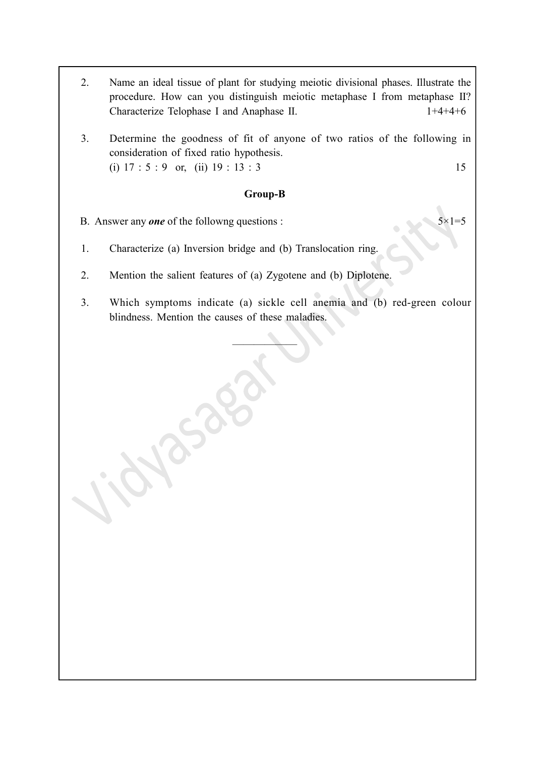2. Name an ideal tissue of plant for studying meiotic divisional phases. Illustrate the procedure. How can you distinguish meiotic metaphase I from metaphase II? Characterize Telophase I and Anaphase II. 1+4+4+6

3. Determine the goodness of fit of anyone of two ratios of the following in consideration of fixed ratio hypothesis.
(i) 17 : 5 : 9 or, (ii) 19 : 13 : 3 15

**Group-B**

B. Answer any ***one*** of the followng questions : 5×1=5

1. Characterize (a) Inversion bridge and (b) Translocation ring.

2. Mention the salient features of (a) Zygotene and (b) Diplotene.

3. Which symptoms indicate (a) sickle cell anemia and (b) red-green colour blindness. Mention the causes of these maladies.